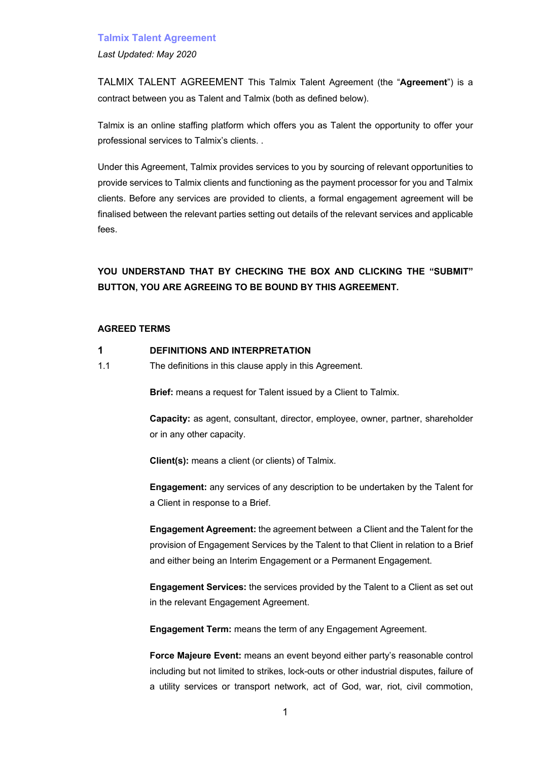# Talmix Talent Agreement

*Last Updated: May 2020*

TALMIX TALENT AGREEMENT This Talmix Talent Agreement (the "**Agreement**") is a contract between you as Talent and Talmix (both as defined below).

Talmix is an online staffing platform which offers you as Talent the opportunity to offer your professional services to Talmix's clients. .

Under this Agreement, Talmix provides services to you by sourcing of relevant opportunities to provide services to Talmix clients and functioning as the payment processor for you and Talmix clients. Before any services are provided to clients, a formal engagement agreement will be finalised between the relevant parties setting out details of the relevant services and applicable fees.

**YOU UNDERSTAND THAT BY CHECKING THE BOX AND CLICKING THE "SUBMIT" BUTTON, YOU ARE AGREEING TO BE BOUND BY THIS AGREEMENT.**

## AGREED TERMS

### 1 DEFINITIONS AND INTERPRETATION

1.1 The definitions in this clause apply in this Agreement.

**Brief:** means a request for Talent issued by a Client to Talmix.

**Capacity:** as agent, consultant, director, employee, owner, partner, shareholder or in any other capacity.

**Client(s):** means a client (or clients) of Talmix.

**Engagement:** any services of any description to be undertaken by the Talent for a Client in response to a Brief.

**Engagement Agreement:** the agreement between a Client and the Talent for the provision of Engagement Services by the Talent to that Client in relation to a Brief and either being an Interim Engagement or a Permanent Engagement.

**Engagement Services:** the services provided by the Talent to a Client as set out in the relevant Engagement Agreement.

**Engagement Term:** means the term of any Engagement Agreement.

**Force Majeure Event:** means an event beyond either party's reasonable control including but not limited to strikes, lock-outs or other industrial disputes, failure of a utility services or transport network, act of God, war, riot, civil commotion,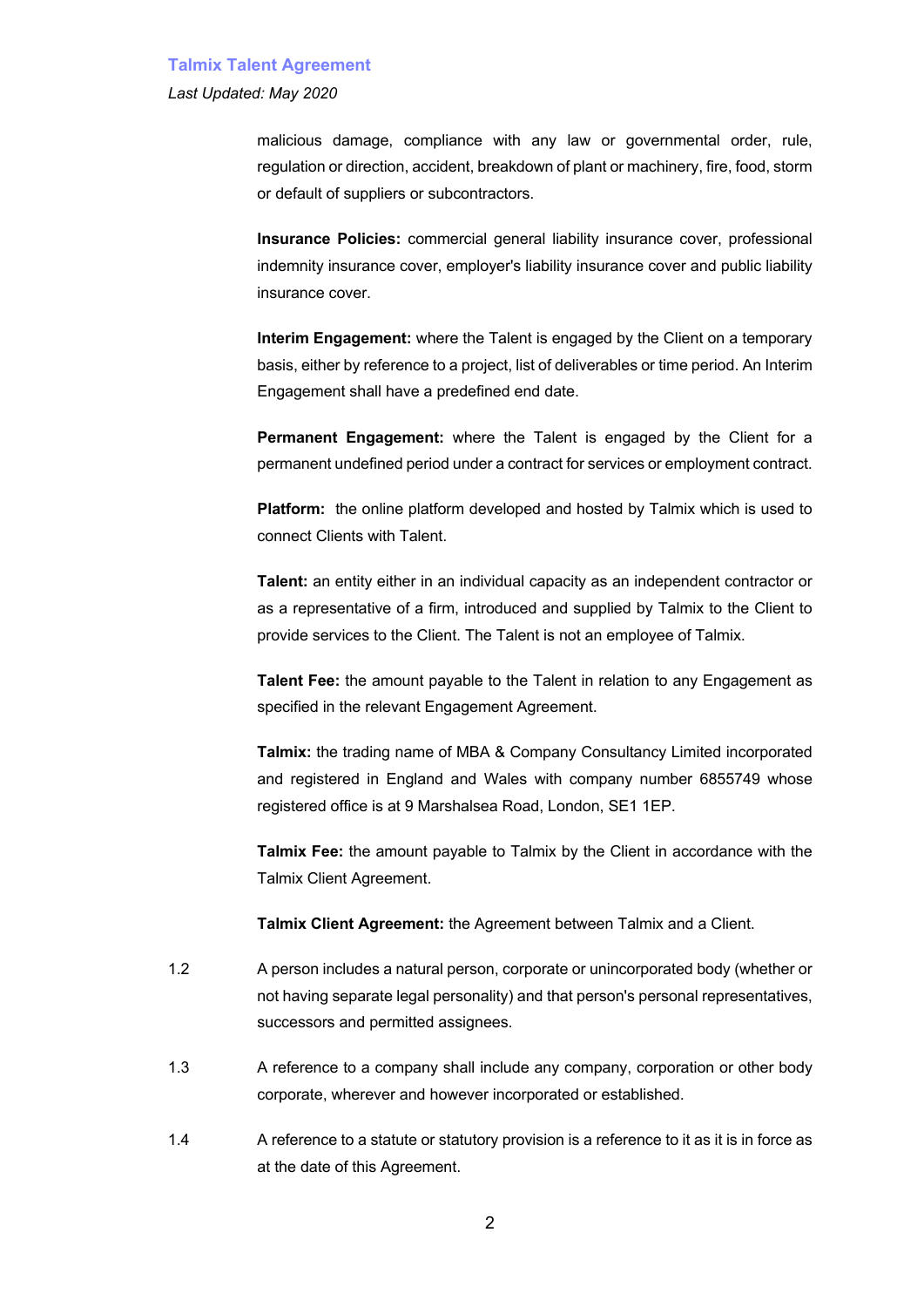malicious damage, compliance with any law or governmental order, rule, regulation or direction, accident, breakdown of plant or machinery, fire, food, storm or default of suppliers or subcontractors.

**Insurance Policies:** commercial general liability insurance cover, professional indemnity insurance cover, employer's liability insurance cover and public liability insurance cover.

**Interim Engagement:** where the Talent is engaged by the Client on a temporary basis, either by reference to a project, list of deliverables or time period. An Interim Engagement shall have a predefined end date.

**Permanent Engagement:** where the Talent is engaged by the Client for a permanent undefined period under a contract for services or employment contract.

**Platform:** the online platform developed and hosted by Talmix which is used to connect Clients with Talent.

**Talent:** an entity either in an individual capacity as an independent contractor or as a representative of a firm, introduced and supplied by Talmix to the Client to provide services to the Client. The Talent is not an employee of Talmix.

**Talent Fee:** the amount payable to the Talent in relation to any Engagement as specified in the relevant Engagement Agreement.

**Talmix:** the trading name of MBA & Company Consultancy Limited incorporated and registered in England and Wales with company number 6855749 whose registered office is at 9 Marshalsea Road, London, SE1 1EP.

**Talmix Fee:** the amount payable to Talmix by the Client in accordance with the Talmix Client Agreement.

**Talmix Client Agreement:** the Agreement between Talmix and a Client.

1.2 A person includes a natural person, corporate or unincorporated body (whether or not having separate legal personality) and that person's personal representatives, successors and permitted assignees.

1.3 A reference to a company shall include any company, corporation or other body corporate, wherever and however incorporated or established.

1.4 A reference to a statute or statutory provision is a reference to it as it is in force as at the date of this Agreement.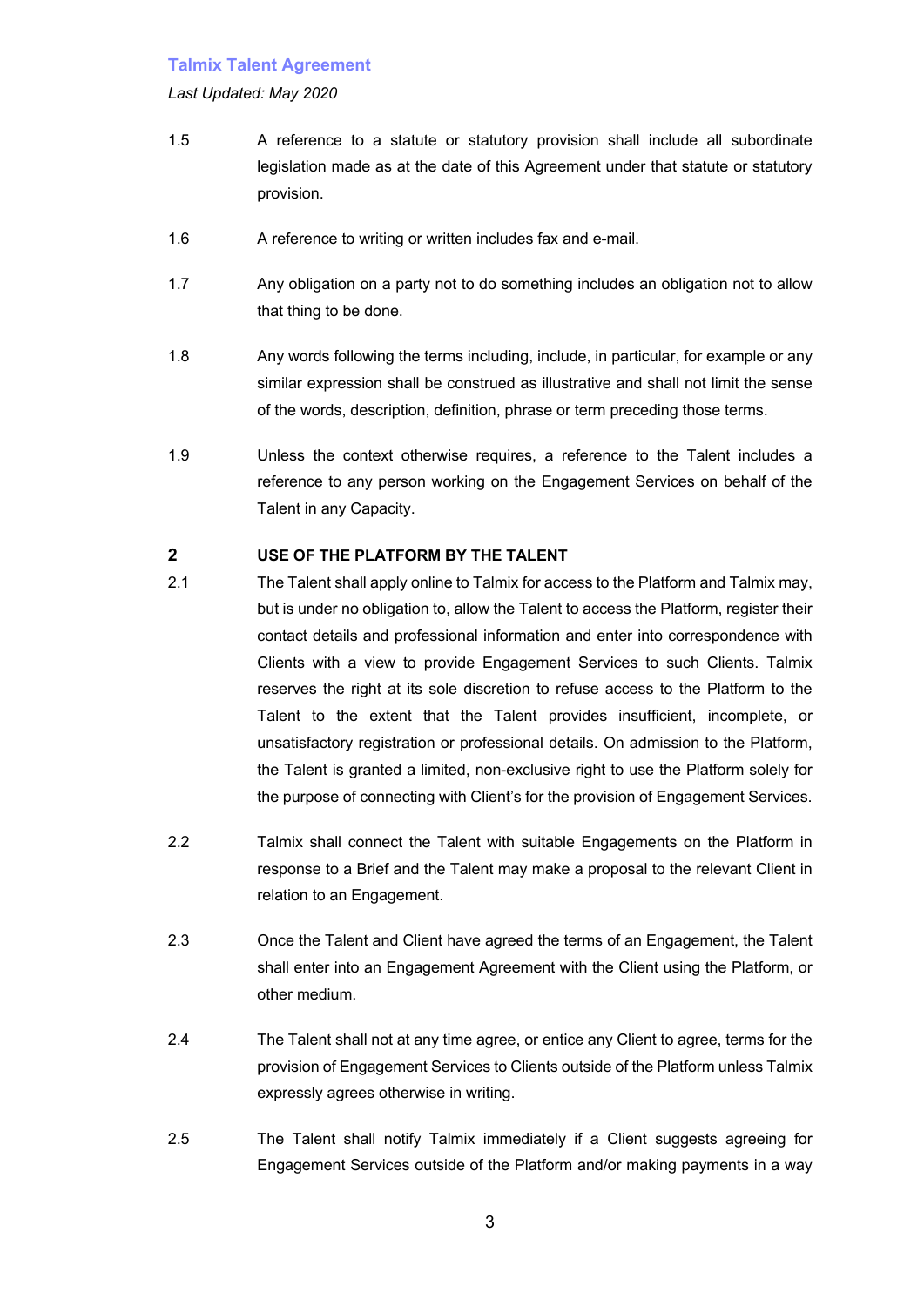1.5 A reference to a statute or statutory provision shall include all subordinate legislation made as at the date of this Agreement under that statute or statutory provision.

1.6 A reference to writing or written includes fax and e-mail.

1.7 Any obligation on a party not to do something includes an obligation not to allow that thing to be done.

1.8 Any words following the terms including, include, in particular, for example or any similar expression shall be construed as illustrative and shall not limit the sense of the words, description, definition, phrase or term preceding those terms.

1.9 Unless the context otherwise requires, a reference to the Talent includes a reference to any person working on the Engagement Services on behalf of the Talent in any Capacity.

## 2 USE OF THE PLATFORM BY THE TALENT

2.1 The Talent shall apply online to Talmix for access to the Platform and Talmix may, but is under no obligation to, allow the Talent to access the Platform, register their contact details and professional information and enter into correspondence with Clients with a view to provide Engagement Services to such Clients. Talmix reserves the right at its sole discretion to refuse access to the Platform to the Talent to the extent that the Talent provides insufficient, incomplete, or unsatisfactory registration or professional details. On admission to the Platform, the Talent is granted a limited, non-exclusive right to use the Platform solely for the purpose of connecting with Client's for the provision of Engagement Services.

2.2 Talmix shall connect the Talent with suitable Engagements on the Platform in response to a Brief and the Talent may make a proposal to the relevant Client in relation to an Engagement.

2.3 Once the Talent and Client have agreed the terms of an Engagement, the Talent shall enter into an Engagement Agreement with the Client using the Platform, or other medium.

2.4 The Talent shall not at any time agree, or entice any Client to agree, terms for the provision of Engagement Services to Clients outside of the Platform unless Talmix expressly agrees otherwise in writing.

2.5 The Talent shall notify Talmix immediately if a Client suggests agreeing for Engagement Services outside of the Platform and/or making payments in a way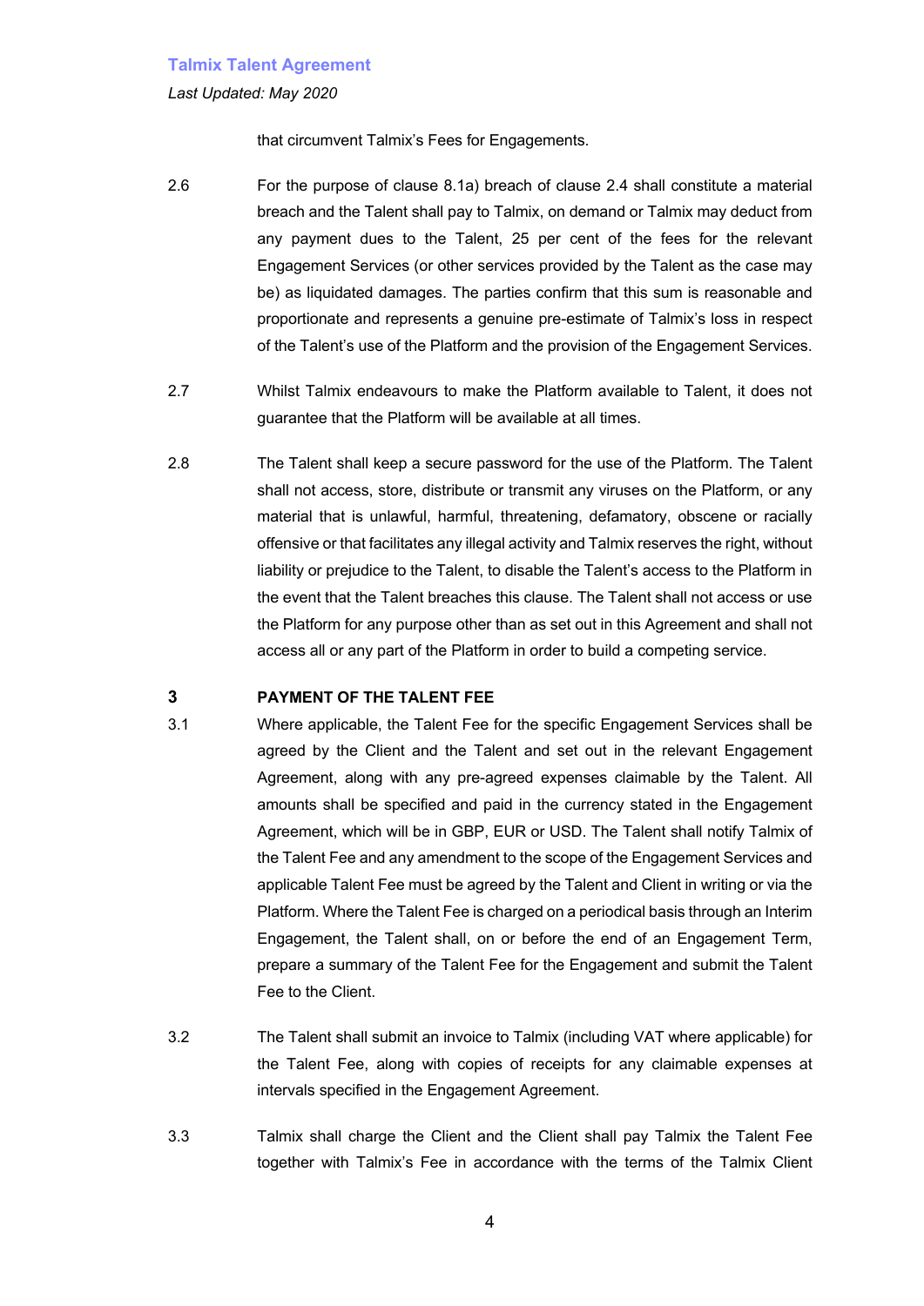that circumvent Talmix's Fees for Engagements.

2.6 For the purpose of clause 8.1a) breach of clause 2.4 shall constitute a material breach and the Talent shall pay to Talmix, on demand or Talmix may deduct from any payment dues to the Talent, 25 per cent of the fees for the relevant Engagement Services (or other services provided by the Talent as the case may be) as liquidated damages. The parties confirm that this sum is reasonable and proportionate and represents a genuine pre-estimate of Talmix's loss in respect of the Talent's use of the Platform and the provision of the Engagement Services.

2.7 Whilst Talmix endeavours to make the Platform available to Talent, it does not guarantee that the Platform will be available at all times.

2.8 The Talent shall keep a secure password for the use of the Platform. The Talent shall not access, store, distribute or transmit any viruses on the Platform, or any material that is unlawful, harmful, threatening, defamatory, obscene or racially offensive or that facilitates any illegal activity and Talmix reserves the right, without liability or prejudice to the Talent, to disable the Talent's access to the Platform in the event that the Talent breaches this clause. The Talent shall not access or use the Platform for any purpose other than as set out in this Agreement and shall not access all or any part of the Platform in order to build a competing service.

## 3 PAYMENT OF THE TALENT FEE

3.1 Where applicable, the Talent Fee for the specific Engagement Services shall be agreed by the Client and the Talent and set out in the relevant Engagement Agreement, along with any pre-agreed expenses claimable by the Talent. All amounts shall be specified and paid in the currency stated in the Engagement Agreement, which will be in GBP, EUR or USD. The Talent shall notify Talmix of the Talent Fee and any amendment to the scope of the Engagement Services and applicable Talent Fee must be agreed by the Talent and Client in writing or via the Platform. Where the Talent Fee is charged on a periodical basis through an Interim Engagement, the Talent shall, on or before the end of an Engagement Term, prepare a summary of the Talent Fee for the Engagement and submit the Talent Fee to the Client.

3.2 The Talent shall submit an invoice to Talmix (including VAT where applicable) for the Talent Fee, along with copies of receipts for any claimable expenses at intervals specified in the Engagement Agreement.

3.3 Talmix shall charge the Client and the Client shall pay Talmix the Talent Fee together with Talmix's Fee in accordance with the terms of the Talmix Client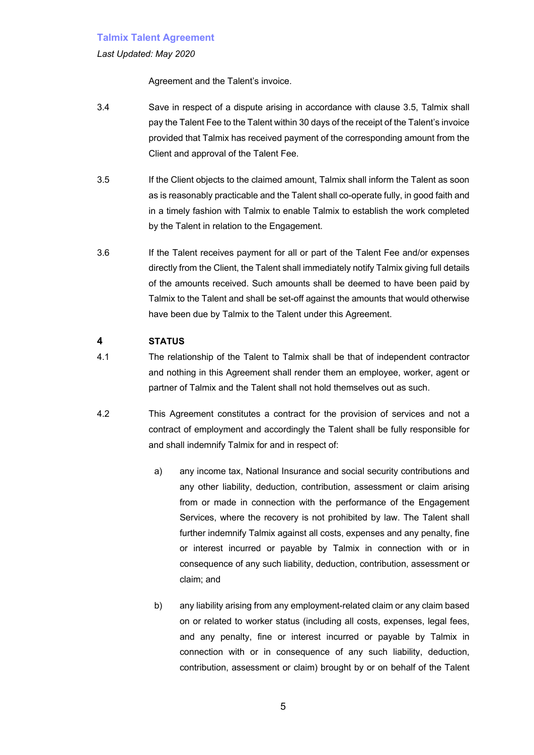Agreement and the Talent's invoice.

3.4 Save in respect of a dispute arising in accordance with clause 3.5, Talmix shall pay the Talent Fee to the Talent within 30 days of the receipt of the Talent's invoice provided that Talmix has received payment of the corresponding amount from the Client and approval of the Talent Fee.

3.5 If the Client objects to the claimed amount, Talmix shall inform the Talent as soon as is reasonably practicable and the Talent shall co-operate fully, in good faith and in a timely fashion with Talmix to enable Talmix to establish the work completed by the Talent in relation to the Engagement.

3.6 If the Talent receives payment for all or part of the Talent Fee and/or expenses directly from the Client, the Talent shall immediately notify Talmix giving full details of the amounts received. Such amounts shall be deemed to have been paid by Talmix to the Talent and shall be set-off against the amounts that would otherwise have been due by Talmix to the Talent under this Agreement.

## 4 STATUS

4.1 The relationship of the Talent to Talmix shall be that of independent contractor and nothing in this Agreement shall render them an employee, worker, agent or partner of Talmix and the Talent shall not hold themselves out as such.

4.2 This Agreement constitutes a contract for the provision of services and not a contract of employment and accordingly the Talent shall be fully responsible for and shall indemnify Talmix for and in respect of:

a) any income tax, National Insurance and social security contributions and any other liability, deduction, contribution, assessment or claim arising from or made in connection with the performance of the Engagement Services, where the recovery is not prohibited by law. The Talent shall further indemnify Talmix against all costs, expenses and any penalty, fine or interest incurred or payable by Talmix in connection with or in consequence of any such liability, deduction, contribution, assessment or claim; and

b) any liability arising from any employment-related claim or any claim based on or related to worker status (including all costs, expenses, legal fees, and any penalty, fine or interest incurred or payable by Talmix in connection with or in consequence of any such liability, deduction, contribution, assessment or claim) brought by or on behalf of the Talent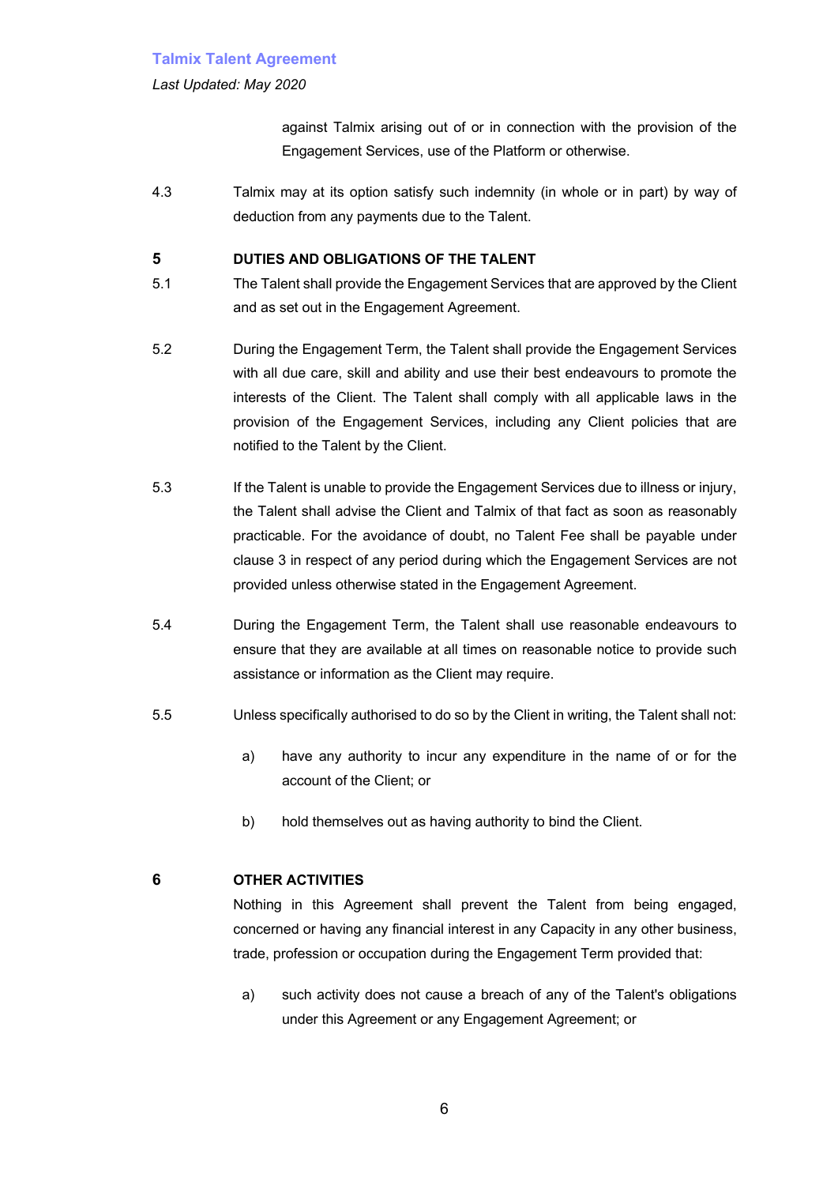against Talmix arising out of or in connection with the provision of the Engagement Services, use of the Platform or otherwise.

4.3 Talmix may at its option satisfy such indemnity (in whole or in part) by way of deduction from any payments due to the Talent.

## 5 DUTIES AND OBLIGATIONS OF THE TALENT

5.1 The Talent shall provide the Engagement Services that are approved by the Client and as set out in the Engagement Agreement.

5.2 During the Engagement Term, the Talent shall provide the Engagement Services with all due care, skill and ability and use their best endeavours to promote the interests of the Client. The Talent shall comply with all applicable laws in the provision of the Engagement Services, including any Client policies that are notified to the Talent by the Client.

5.3 If the Talent is unable to provide the Engagement Services due to illness or injury, the Talent shall advise the Client and Talmix of that fact as soon as reasonably practicable. For the avoidance of doubt, no Talent Fee shall be payable under clause 3 in respect of any period during which the Engagement Services are not provided unless otherwise stated in the Engagement Agreement.

5.4 During the Engagement Term, the Talent shall use reasonable endeavours to ensure that they are available at all times on reasonable notice to provide such assistance or information as the Client may require.

5.5 Unless specifically authorised to do so by the Client in writing, the Talent shall not:

a) have any authority to incur any expenditure in the name of or for the account of the Client; or

b) hold themselves out as having authority to bind the Client.

## 6 OTHER ACTIVITIES

Nothing in this Agreement shall prevent the Talent from being engaged, concerned or having any financial interest in any Capacity in any other business, trade, profession or occupation during the Engagement Term provided that:

a) such activity does not cause a breach of any of the Talent's obligations under this Agreement or any Engagement Agreement; or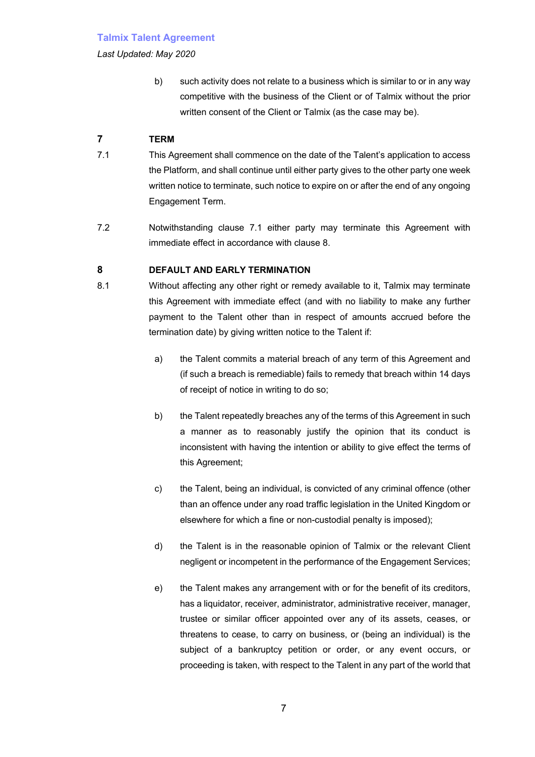b) such activity does not relate to a business which is similar to or in any way competitive with the business of the Client or of Talmix without the prior written consent of the Client or Talmix (as the case may be).

## 7 TERM

7.1 This Agreement shall commence on the date of the Talent's application to access the Platform, and shall continue until either party gives to the other party one week written notice to terminate, such notice to expire on or after the end of any ongoing Engagement Term.

7.2 Notwithstanding clause 7.1 either party may terminate this Agreement with immediate effect in accordance with clause 8.

## 8 DEFAULT AND EARLY TERMINATION

8.1 Without affecting any other right or remedy available to it, Talmix may terminate this Agreement with immediate effect (and with no liability to make any further payment to the Talent other than in respect of amounts accrued before the termination date) by giving written notice to the Talent if:

a) the Talent commits a material breach of any term of this Agreement and (if such a breach is remediable) fails to remedy that breach within 14 days of receipt of notice in writing to do so;

b) the Talent repeatedly breaches any of the terms of this Agreement in such a manner as to reasonably justify the opinion that its conduct is inconsistent with having the intention or ability to give effect the terms of this Agreement;

c) the Talent, being an individual, is convicted of any criminal offence (other than an offence under any road traffic legislation in the United Kingdom or elsewhere for which a fine or non-custodial penalty is imposed);

d) the Talent is in the reasonable opinion of Talmix or the relevant Client negligent or incompetent in the performance of the Engagement Services;

e) the Talent makes any arrangement with or for the benefit of its creditors, has a liquidator, receiver, administrator, administrative receiver, manager, trustee or similar officer appointed over any of its assets, ceases, or threatens to cease, to carry on business, or (being an individual) is the subject of a bankruptcy petition or order, or any event occurs, or proceeding is taken, with respect to the Talent in any part of the world that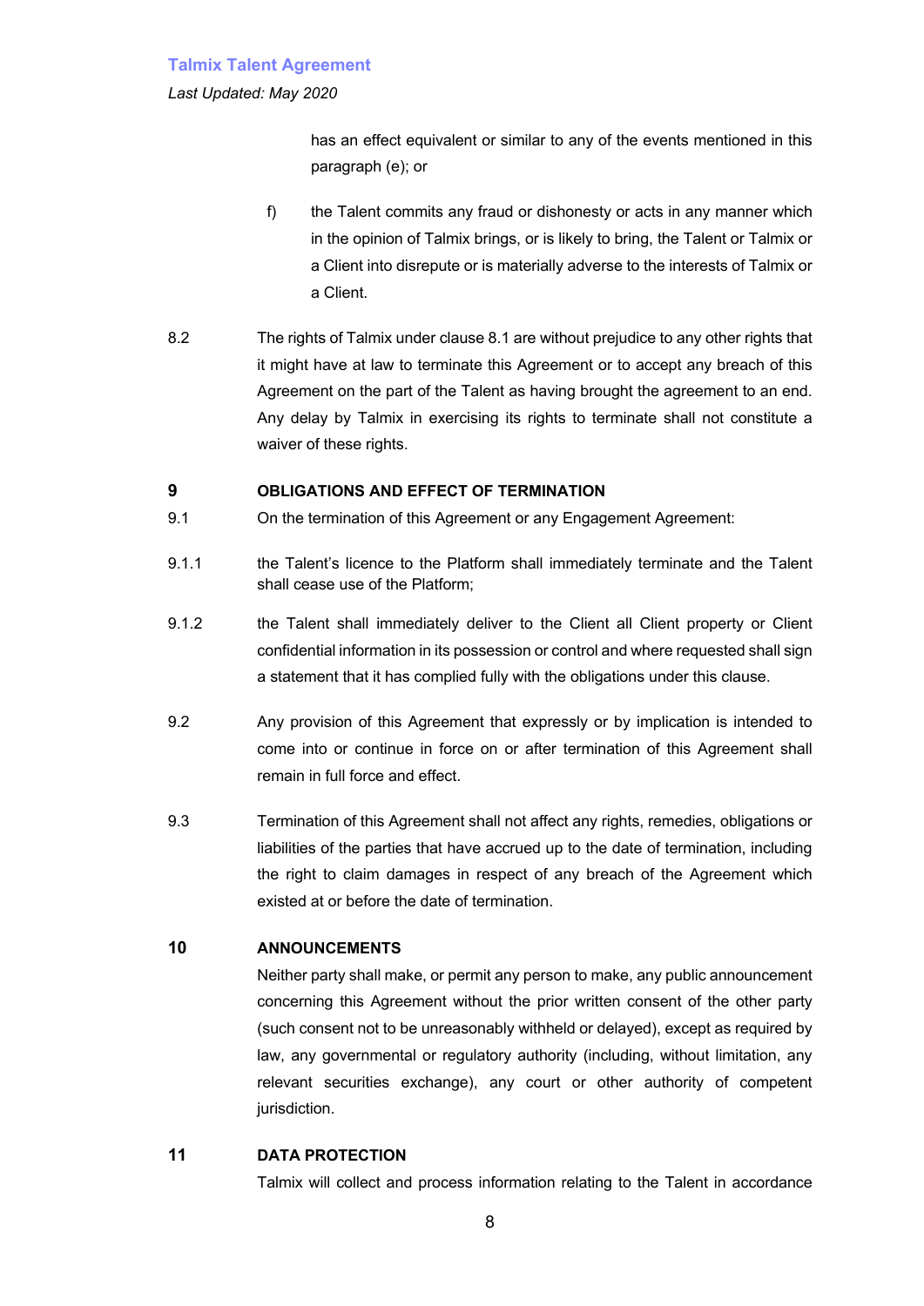has an effect equivalent or similar to any of the events mentioned in this paragraph (e); or

f) the Talent commits any fraud or dishonesty or acts in any manner which in the opinion of Talmix brings, or is likely to bring, the Talent or Talmix or a Client into disrepute or is materially adverse to the interests of Talmix or a Client.

8.2 The rights of Talmix under clause 8.1 are without prejudice to any other rights that it might have at law to terminate this Agreement or to accept any breach of this Agreement on the part of the Talent as having brought the agreement to an end. Any delay by Talmix in exercising its rights to terminate shall not constitute a waiver of these rights.

**9 OBLIGATIONS AND EFFECT OF TERMINATION**

9.1 On the termination of this Agreement or any Engagement Agreement:

9.1.1 the Talent's licence to the Platform shall immediately terminate and the Talent shall cease use of the Platform;

9.1.2 the Talent shall immediately deliver to the Client all Client property or Client confidential information in its possession or control and where requested shall sign a statement that it has complied fully with the obligations under this clause.

9.2 Any provision of this Agreement that expressly or by implication is intended to come into or continue in force on or after termination of this Agreement shall remain in full force and effect.

9.3 Termination of this Agreement shall not affect any rights, remedies, obligations or liabilities of the parties that have accrued up to the date of termination, including the right to claim damages in respect of any breach of the Agreement which existed at or before the date of termination.

**10 ANNOUNCEMENTS**

Neither party shall make, or permit any person to make, any public announcement concerning this Agreement without the prior written consent of the other party (such consent not to be unreasonably withheld or delayed), except as required by law, any governmental or regulatory authority (including, without limitation, any relevant securities exchange), any court or other authority of competent jurisdiction.

**11 DATA PROTECTION**

Talmix will collect and process information relating to the Talent in accordance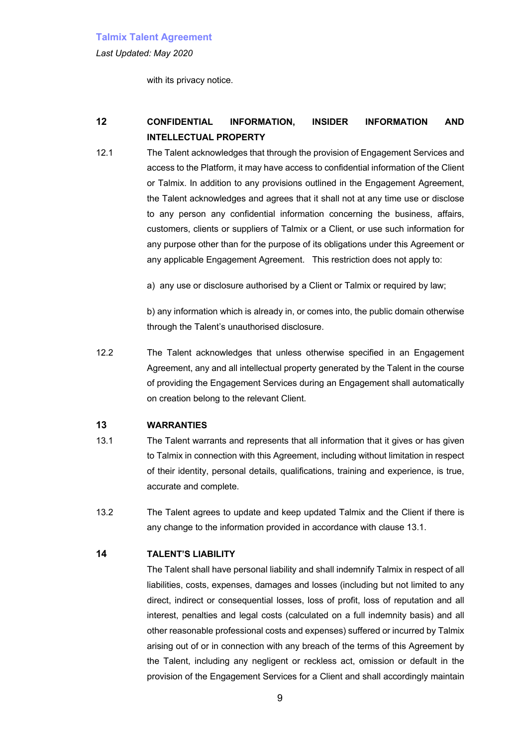with its privacy notice.

## 12 CONFIDENTIAL INFORMATION, INSIDER INFORMATION AND INTELLECTUAL PROPERTY

12.1 The Talent acknowledges that through the provision of Engagement Services and access to the Platform, it may have access to confidential information of the Client or Talmix. In addition to any provisions outlined in the Engagement Agreement, the Talent acknowledges and agrees that it shall not at any time use or disclose to any person any confidential information concerning the business, affairs, customers, clients or suppliers of Talmix or a Client, or use such information for any purpose other than for the purpose of its obligations under this Agreement or any applicable Engagement Agreement. This restriction does not apply to:

a) any use or disclosure authorised by a Client or Talmix or required by law;

b) any information which is already in, or comes into, the public domain otherwise through the Talent's unauthorised disclosure.

12.2 The Talent acknowledges that unless otherwise specified in an Engagement Agreement, any and all intellectual property generated by the Talent in the course of providing the Engagement Services during an Engagement shall automatically on creation belong to the relevant Client.

## 13 WARRANTIES

13.1 The Talent warrants and represents that all information that it gives or has given to Talmix in connection with this Agreement, including without limitation in respect of their identity, personal details, qualifications, training and experience, is true, accurate and complete.

13.2 The Talent agrees to update and keep updated Talmix and the Client if there is any change to the information provided in accordance with clause 13.1.

## 14 TALENT'S LIABILITY

The Talent shall have personal liability and shall indemnify Talmix in respect of all liabilities, costs, expenses, damages and losses (including but not limited to any direct, indirect or consequential losses, loss of profit, loss of reputation and all interest, penalties and legal costs (calculated on a full indemnity basis) and all other reasonable professional costs and expenses) suffered or incurred by Talmix arising out of or in connection with any breach of the terms of this Agreement by the Talent, including any negligent or reckless act, omission or default in the provision of the Engagement Services for a Client and shall accordingly maintain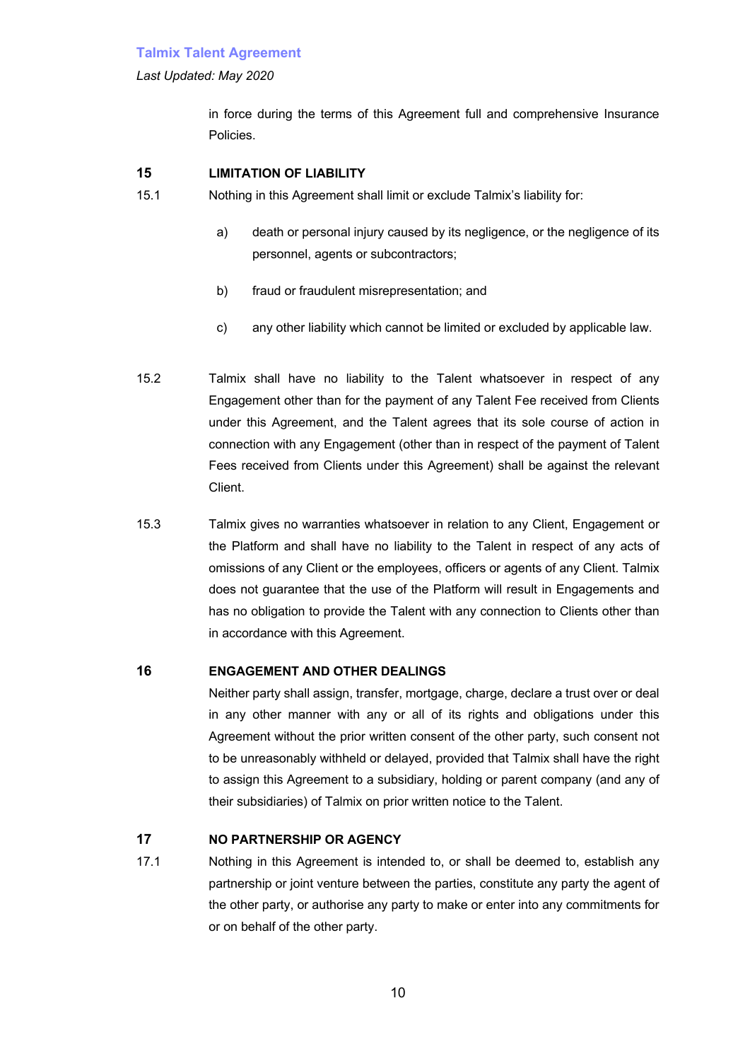in force during the terms of this Agreement full and comprehensive Insurance Policies.

## 15 LIMITATION OF LIABILITY

15.1 Nothing in this Agreement shall limit or exclude Talmix's liability for:

a) death or personal injury caused by its negligence, or the negligence of its personnel, agents or subcontractors;

b) fraud or fraudulent misrepresentation; and

c) any other liability which cannot be limited or excluded by applicable law.

15.2 Talmix shall have no liability to the Talent whatsoever in respect of any Engagement other than for the payment of any Talent Fee received from Clients under this Agreement, and the Talent agrees that its sole course of action in connection with any Engagement (other than in respect of the payment of Talent Fees received from Clients under this Agreement) shall be against the relevant Client.

15.3 Talmix gives no warranties whatsoever in relation to any Client, Engagement or the Platform and shall have no liability to the Talent in respect of any acts of omissions of any Client or the employees, officers or agents of any Client. Talmix does not guarantee that the use of the Platform will result in Engagements and has no obligation to provide the Talent with any connection to Clients other than in accordance with this Agreement.

## 16 ENGAGEMENT AND OTHER DEALINGS

Neither party shall assign, transfer, mortgage, charge, declare a trust over or deal in any other manner with any or all of its rights and obligations under this Agreement without the prior written consent of the other party, such consent not to be unreasonably withheld or delayed, provided that Talmix shall have the right to assign this Agreement to a subsidiary, holding or parent company (and any of their subsidiaries) of Talmix on prior written notice to the Talent.

## 17 NO PARTNERSHIP OR AGENCY

17.1 Nothing in this Agreement is intended to, or shall be deemed to, establish any partnership or joint venture between the parties, constitute any party the agent of the other party, or authorise any party to make or enter into any commitments for or on behalf of the other party.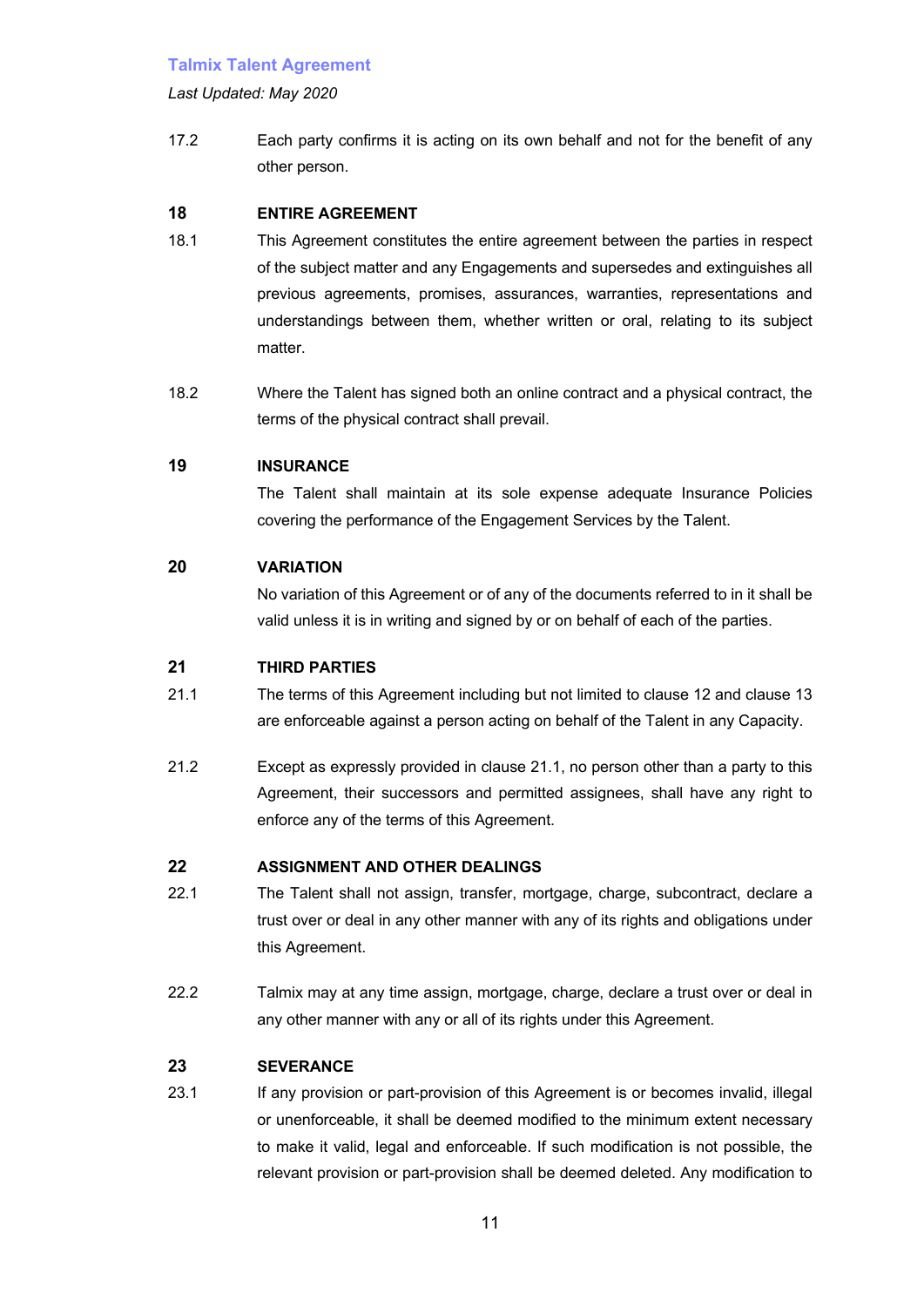17.2 Each party confirms it is acting on its own behalf and not for the benefit of any other person.

## 18 ENTIRE AGREEMENT

18.1 This Agreement constitutes the entire agreement between the parties in respect of the subject matter and any Engagements and supersedes and extinguishes all previous agreements, promises, assurances, warranties, representations and understandings between them, whether written or oral, relating to its subject matter.

18.2 Where the Talent has signed both an online contract and a physical contract, the terms of the physical contract shall prevail.

## 19 INSURANCE

The Talent shall maintain at its sole expense adequate Insurance Policies covering the performance of the Engagement Services by the Talent.

## 20 VARIATION

No variation of this Agreement or of any of the documents referred to in it shall be valid unless it is in writing and signed by or on behalf of each of the parties.

## 21 THIRD PARTIES

21.1 The terms of this Agreement including but not limited to clause 12 and clause 13 are enforceable against a person acting on behalf of the Talent in any Capacity.

21.2 Except as expressly provided in clause 21.1, no person other than a party to this Agreement, their successors and permitted assignees, shall have any right to enforce any of the terms of this Agreement.

## 22 ASSIGNMENT AND OTHER DEALINGS

22.1 The Talent shall not assign, transfer, mortgage, charge, subcontract, declare a trust over or deal in any other manner with any of its rights and obligations under this Agreement.

22.2 Talmix may at any time assign, mortgage, charge, declare a trust over or deal in any other manner with any or all of its rights under this Agreement.

## 23 SEVERANCE

23.1 If any provision or part-provision of this Agreement is or becomes invalid, illegal or unenforceable, it shall be deemed modified to the minimum extent necessary to make it valid, legal and enforceable. If such modification is not possible, the relevant provision or part-provision shall be deemed deleted. Any modification to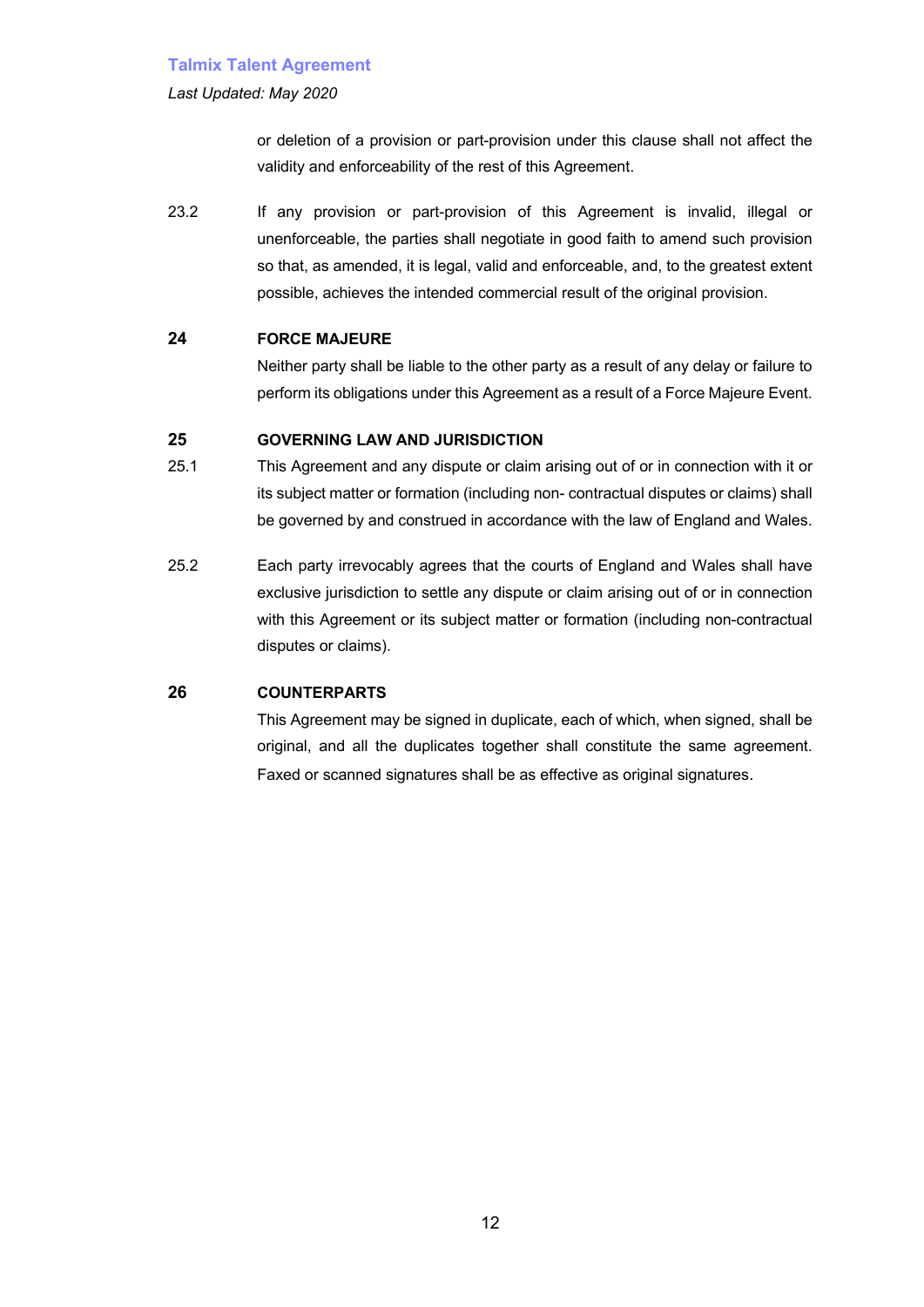or deletion of a provision or part-provision under this clause shall not affect the validity and enforceability of the rest of this Agreement.

23.2 If any provision or part-provision of this Agreement is invalid, illegal or unenforceable, the parties shall negotiate in good faith to amend such provision so that, as amended, it is legal, valid and enforceable, and, to the greatest extent possible, achieves the intended commercial result of the original provision.

## 24 FORCE MAJEURE

Neither party shall be liable to the other party as a result of any delay or failure to perform its obligations under this Agreement as a result of a Force Majeure Event.

## 25 GOVERNING LAW AND JURISDICTION

25.1 This Agreement and any dispute or claim arising out of or in connection with it or its subject matter or formation (including non- contractual disputes or claims) shall be governed by and construed in accordance with the law of England and Wales.

25.2 Each party irrevocably agrees that the courts of England and Wales shall have exclusive jurisdiction to settle any dispute or claim arising out of or in connection with this Agreement or its subject matter or formation (including non-contractual disputes or claims).

## 26 COUNTERPARTS

This Agreement may be signed in duplicate, each of which, when signed, shall be original, and all the duplicates together shall constitute the same agreement. Faxed or scanned signatures shall be as effective as original signatures.